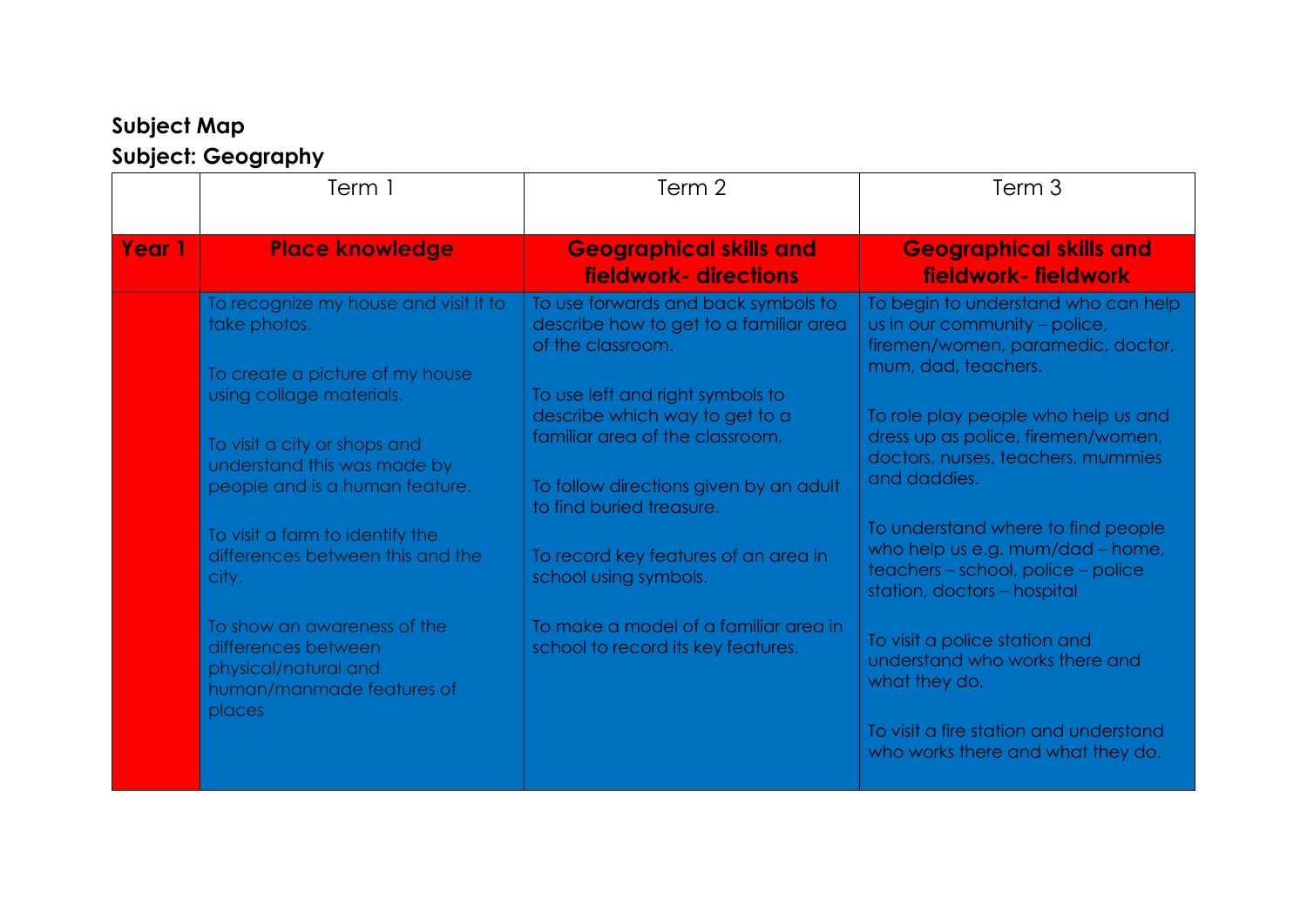**Subject Map**

**Subject: Geography**

| | Term 1 | Term 2 | Term 3 |
|---|---|---|---|
| **Year 1** | **Place knowledge** | **Geographical skills and fieldwork- directions** | **Geographical skills and fieldwork- fieldwork** |
| | To recognize my house and visit it to take photos.<br><br>To create a picture of my house using collage materials.<br><br>To visit a city or shops and understand this was made by people and is a human feature.<br><br>To visit a farm to identify the differences between this and the city.<br><br>To show an awareness of the differences between physical/natural and human/manmade features of places | To use forwards and back symbols to describe how to get to a familiar area of the classroom.<br><br>To use left and right symbols to describe which way to get to a familiar area of the classroom.<br><br>To follow directions given by an adult to find buried treasure.<br><br>To record key features of an area in school using symbols.<br><br>To make a model of a familiar area in school to record its key features. | To begin to understand who can help us in our community – police, firemen/women, paramedic, doctor, mum, dad, teachers.<br><br>To role play people who help us and dress up as police, firemen/women, doctors, nurses, teachers, mummies and daddies.<br><br>To understand where to find people who help us e.g. mum/dad – home, teachers – school, police – police station, doctors – hospital<br><br>To visit a police station and understand who works there and what they do.<br><br>To visit a fire station and understand who works there and what they do. |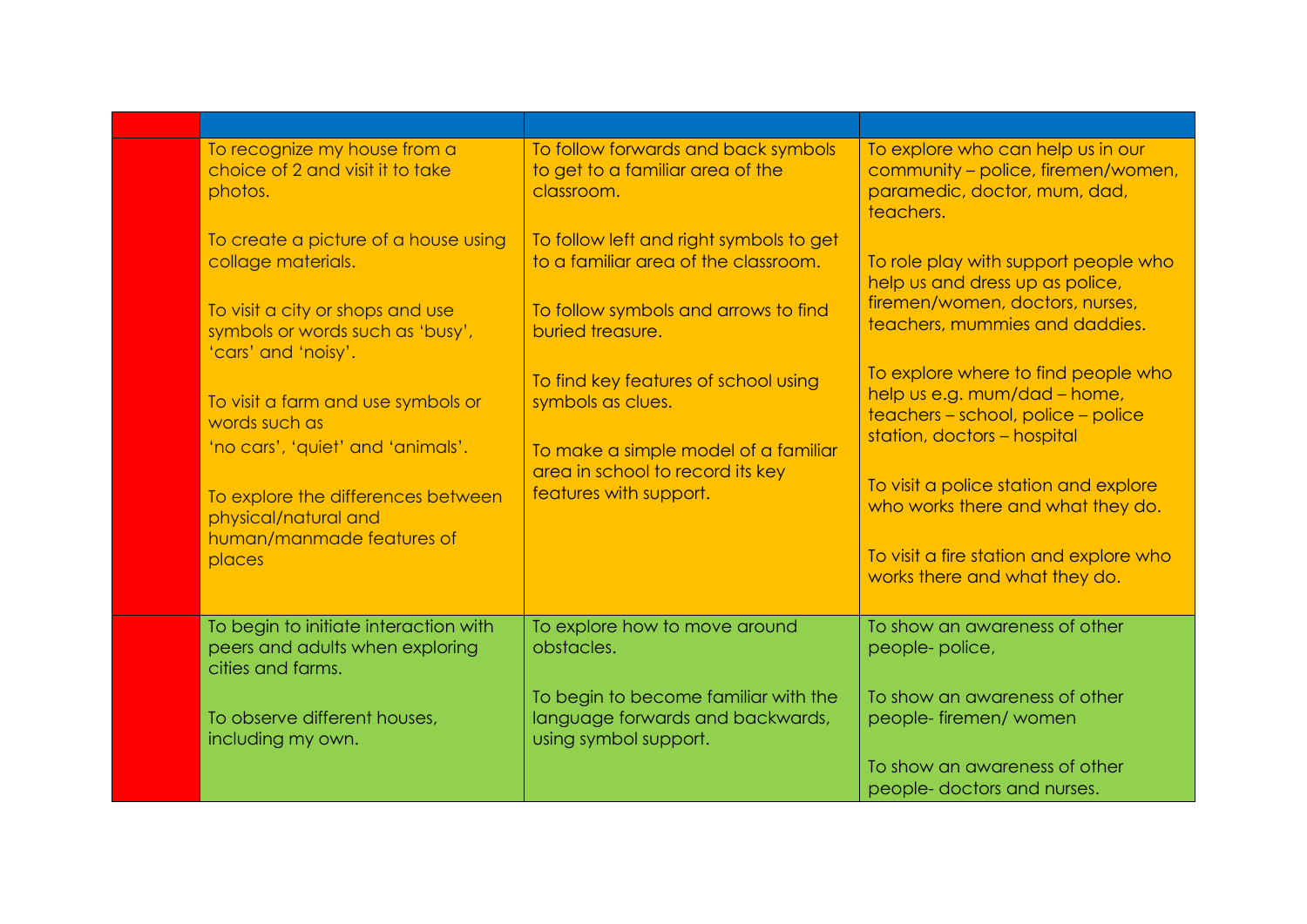| | | | |
|---|---|---|---|
| | To recognize my house from a choice of 2 and visit it to take photos.<br><br>To create a picture of a house using collage materials.<br><br>To visit a city or shops and use symbols or words such as 'busy', 'cars' and 'noisy'.<br><br>To visit a farm and use symbols or words such as 'no cars', 'quiet' and 'animals'.<br><br>To explore the differences between physical/natural and human/manmade features of places | To follow forwards and back symbols to get to a familiar area of the classroom.<br><br>To follow left and right symbols to get to a familiar area of the classroom.<br><br>To follow symbols and arrows to find buried treasure.<br><br>To find key features of school using symbols as clues.<br><br>To make a simple model of a familiar area in school to record its key features with support. | To explore who can help us in our community – police, firemen/women, paramedic, doctor, mum, dad, teachers.<br><br>To role play with support people who help us and dress up as police, firemen/women, doctors, nurses, teachers, mummies and daddies.<br><br>To explore where to find people who help us e.g. mum/dad – home, teachers – school, police – police station, doctors – hospital<br><br>To visit a police station and explore who works there and what they do.<br><br>To visit a fire station and explore who works there and what they do. |
| | To begin to initiate interaction with peers and adults when exploring cities and farms.<br><br>To observe different houses, including my own. | To explore how to move around obstacles.<br><br>To begin to become familiar with the language forwards and backwards, using symbol support. | To show an awareness of other people- police,<br><br>To show an awareness of other people- firemen/ women<br><br>To show an awareness of other people- doctors and nurses. |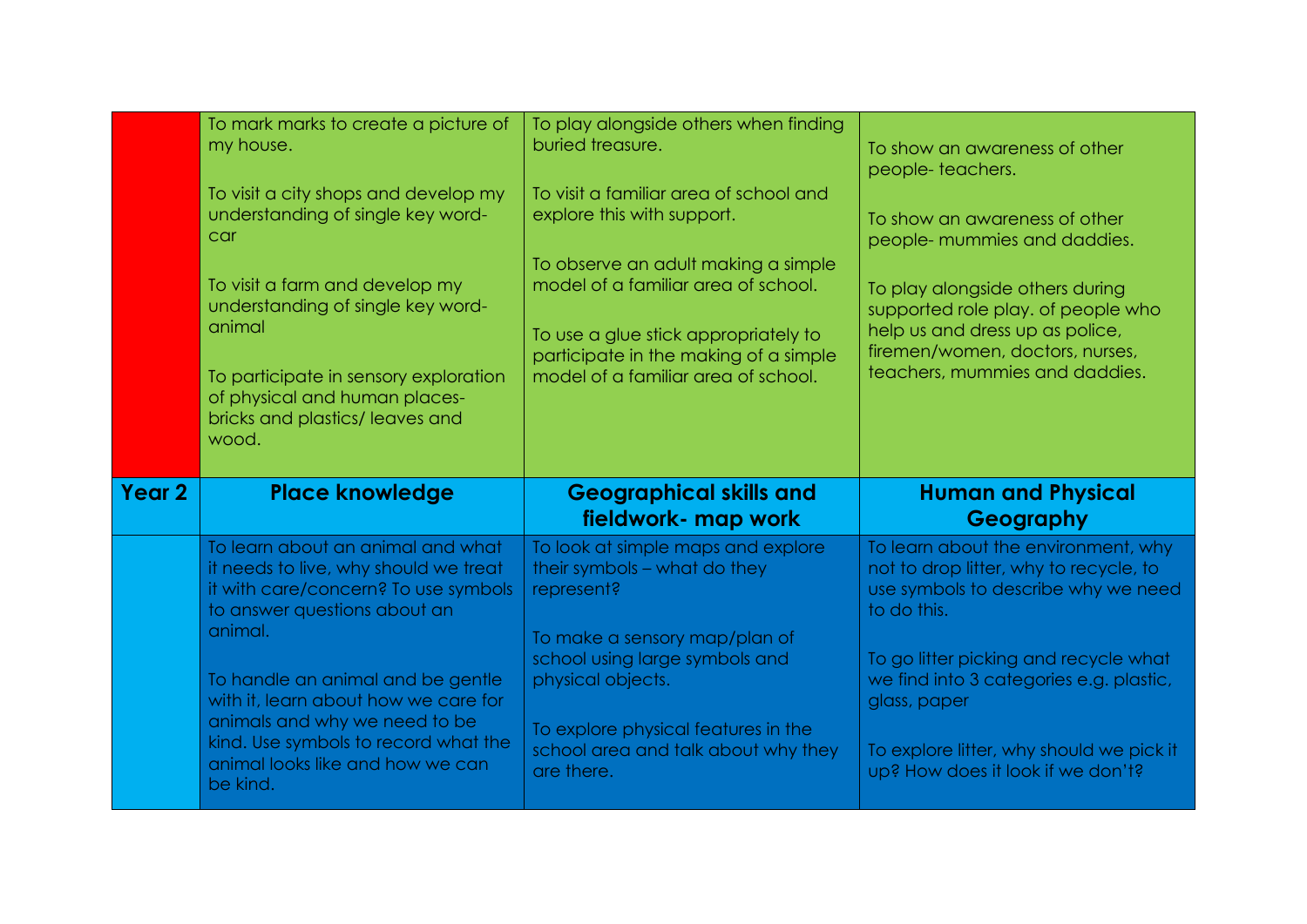| | | | |
|---|---|---|---|
| | To mark marks to create a picture of my house.<br><br>To visit a city shops and develop my understanding of single key word- car<br><br>To visit a farm and develop my understanding of single key word- animal<br><br>To participate in sensory exploration of physical and human places- bricks and plastics/ leaves and wood. | To play alongside others when finding buried treasure.<br><br>To visit a familiar area of school and explore this with support.<br><br>To observe an adult making a simple model of a familiar area of school.<br><br>To use a glue stick appropriately to participate in the making of a simple model of a familiar area of school. | To show an awareness of other people- teachers.<br><br>To show an awareness of other people- mummies and daddies.<br><br>To play alongside others during supported role play. of people who help us and dress up as police, firemen/women, doctors, nurses, teachers, mummies and daddies. |
| **Year 2** | **Place knowledge** | **Geographical skills and fieldwork- map work** | **Human and Physical Geography** |
| | To learn about an animal and what it needs to live, why should we treat it with care/concern? To use symbols to answer questions about an animal.<br><br>To handle an animal and be gentle with it, learn about how we care for animals and why we need to be kind. Use symbols to record what the animal looks like and how we can be kind. | To look at simple maps and explore their symbols – what do they represent?<br><br>To make a sensory map/plan of school using large symbols and physical objects.<br><br>To explore physical features in the school area and talk about why they are there. | To learn about the environment, why not to drop litter, why to recycle, to use symbols to describe why we need to do this.<br><br>To go litter picking and recycle what we find into 3 categories e.g. plastic, glass, paper<br><br>To explore litter, why should we pick it up? How does it look if we don't? |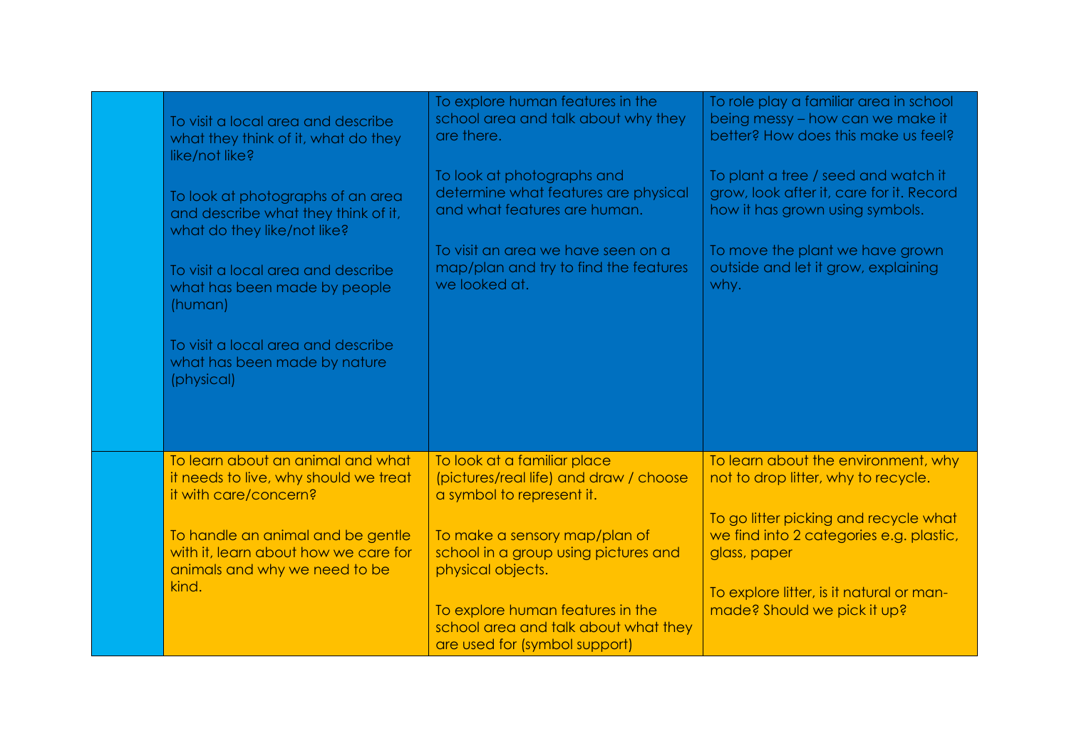| | | | |
|---|---|---|---|
| | To visit a local area and describe what they think of it, what do they like/not like?<br><br>To look at photographs of an area and describe what they think of it, what do they like/not like?<br><br>To visit a local area and describe what has been made by people (human)<br><br>To visit a local area and describe what has been made by nature (physical) | To explore human features in the school area and talk about why they are there.<br><br>To look at photographs and determine what features are physical and what features are human.<br><br>To visit an area we have seen on a map/plan and try to find the features we looked at. | To role play a familiar area in school being messy – how can we make it better? How does this make us feel?<br><br>To plant a tree / seed and watch it grow, look after it, care for it. Record how it has grown using symbols.<br><br>To move the plant we have grown outside and let it grow, explaining why. |
| | To learn about an animal and what it needs to live, why should we treat it with care/concern?<br><br>To handle an animal and be gentle with it, learn about how we care for animals and why we need to be kind. | To look at a familiar place (pictures/real life) and draw / choose a symbol to represent it.<br><br>To make a sensory map/plan of school in a group using pictures and physical objects.<br><br>To explore human features in the school area and talk about what they are used for (symbol support) | To learn about the environment, why not to drop litter, why to recycle.<br><br>To go litter picking and recycle what we find into 2 categories e.g. plastic, glass, paper<br><br>To explore litter, is it natural or man-made? Should we pick it up? |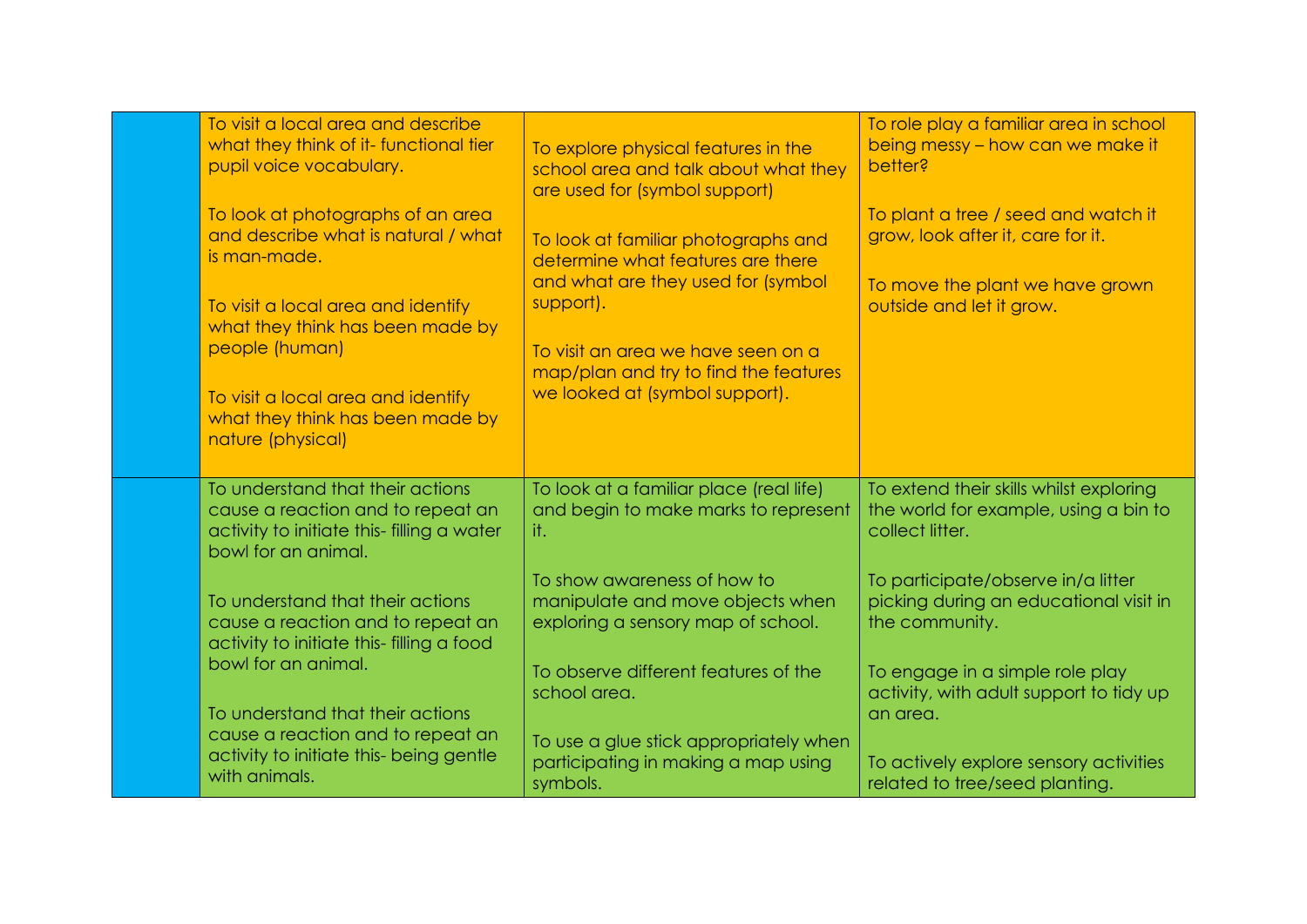| | | | |
|---|---|---|---|
| | To visit a local area and describe what they think of it- functional tier pupil voice vocabulary.<br><br>To look at photographs of an area and describe what is natural / what is man-made.<br><br>To visit a local area and identify what they think has been made by people (human)<br><br>To visit a local area and identify what they think has been made by nature (physical) | To explore physical features in the school area and talk about what they are used for (symbol support)<br><br>To look at familiar photographs and determine what features are there and what are they used for (symbol support).<br><br>To visit an area we have seen on a map/plan and try to find the features we looked at (symbol support). | To role play a familiar area in school being messy – how can we make it better?<br><br>To plant a tree / seed and watch it grow, look after it, care for it.<br><br>To move the plant we have grown outside and let it grow. |
| | To understand that their actions cause a reaction and to repeat an activity to initiate this- filling a water bowl for an animal.<br><br>To understand that their actions cause a reaction and to repeat an activity to initiate this- filling a food bowl for an animal.<br><br>To understand that their actions cause a reaction and to repeat an activity to initiate this- being gentle with animals. | To look at a familiar place (real life) and begin to make marks to represent it.<br><br>To show awareness of how to manipulate and move objects when exploring a sensory map of school.<br><br>To observe different features of the school area.<br><br>To use a glue stick appropriately when participating in making a map using symbols. | To extend their skills whilst exploring the world for example, using a bin to collect litter.<br><br>To participate/observe in/a litter picking during an educational visit in the community.<br><br>To engage in a simple role play activity, with adult support to tidy up an area.<br><br>To actively explore sensory activities related to tree/seed planting. |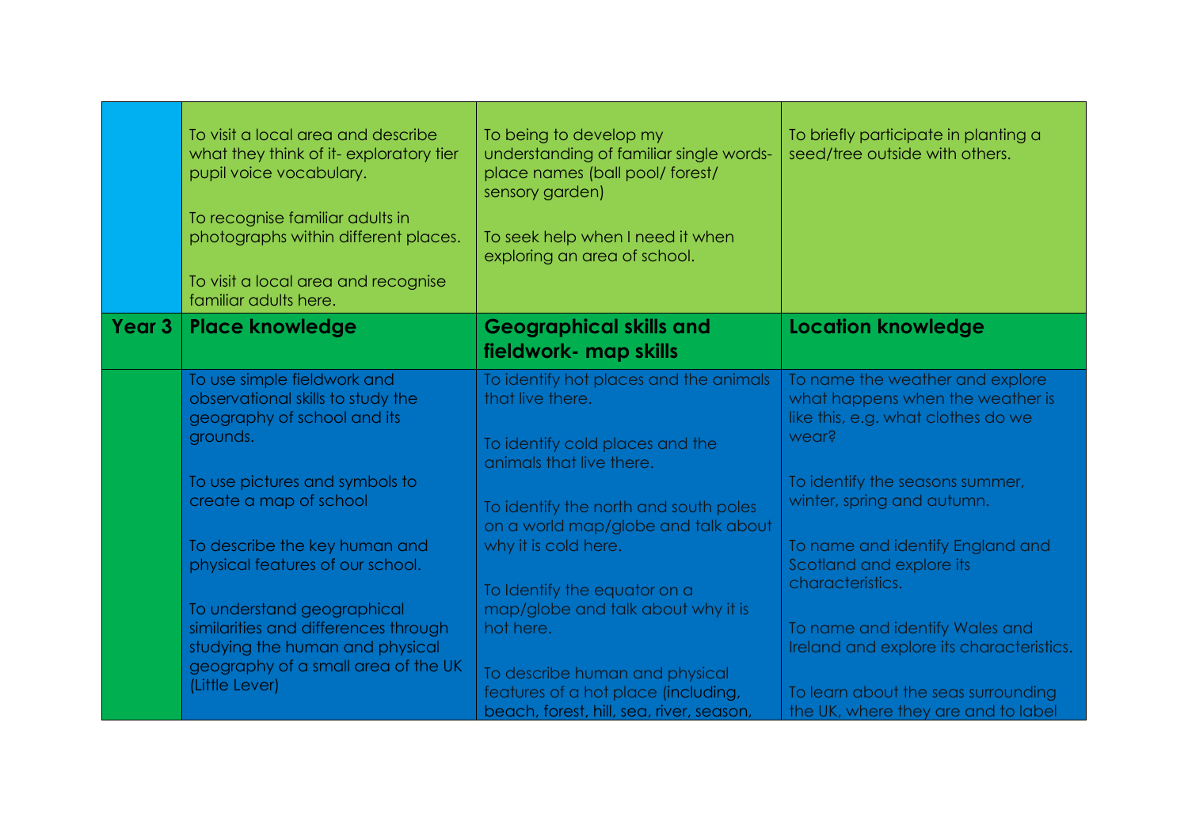|  |  |  |  |
|---|---|---|---|
|  | To visit a local area and describe what they think of it- exploratory tier pupil voice vocabulary.<br><br>To recognise familiar adults in photographs within different places.<br><br>To visit a local area and recognise familiar adults here. | To being to develop my understanding of familiar single words- place names (ball pool/ forest/ sensory garden)<br><br>To seek help when I need it when exploring an area of school. | To briefly participate in planting a seed/tree outside with others. |
| **Year 3** | **Place knowledge** | **Geographical skills and fieldwork- map skills** | **Location knowledge** |
|  | To use simple fieldwork and observational skills to study the geography of school and its grounds.<br><br>To use pictures and symbols to create a map of school<br><br>To describe the key human and physical features of our school.<br><br>To understand geographical similarities and differences through studying the human and physical geography of a small area of the UK (Little Lever) | To identify hot places and the animals that live there.<br><br>To identify cold places and the animals that live there.<br><br>To identify the north and south poles on a world map/globe and talk about why it is cold here.<br><br>To Identify the equator on a map/globe and talk about why it is hot here.<br><br>To describe human and physical features of a hot place (including, beach, forest, hill, sea, river, season, | To name the weather and explore what happens when the weather is like this, e.g. what clothes do we wear?<br><br>To identify the seasons summer, winter, spring and autumn.<br><br>To name and identify England and Scotland and explore its characteristics.<br><br>To name and identify Wales and Ireland and explore its characteristics.<br><br>To learn about the seas surrounding the UK, where they are and to label |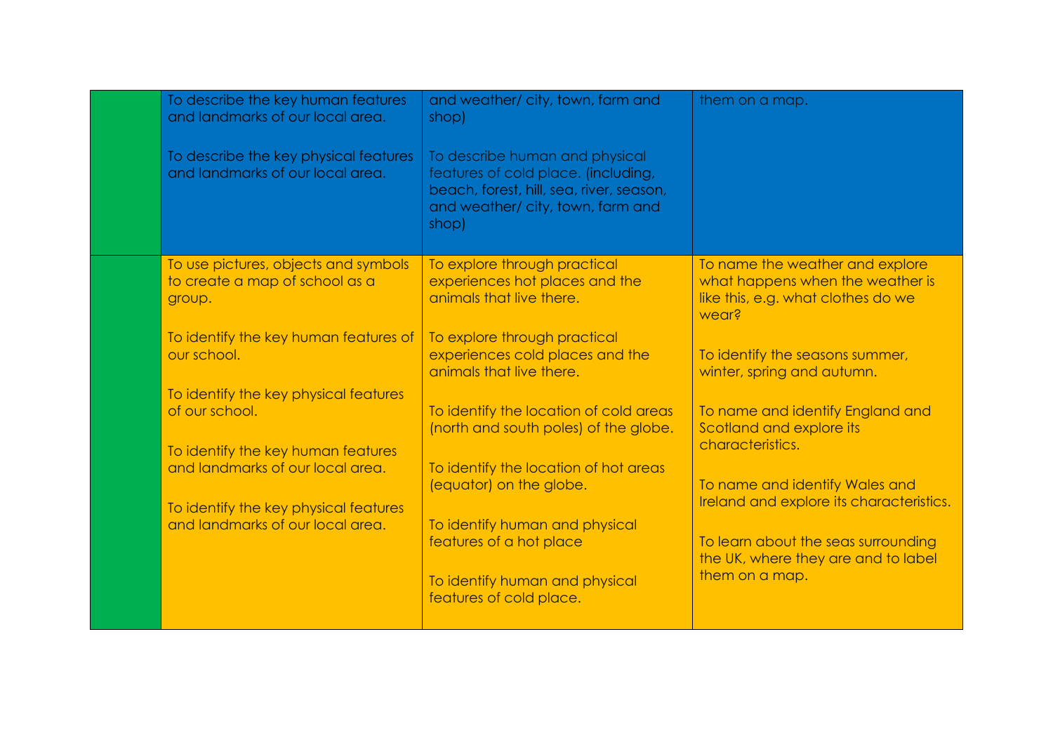|  |  |  |  |
|---|---|---|---|
|  | To describe the key human features and landmarks of our local area.<br><br>To describe the key physical features and landmarks of our local area. | and weather/ city, town, farm and shop)<br><br>To describe human and physical features of cold place. (including, beach, forest, hill, sea, river, season, and weather/ city, town, farm and shop) | them on a map. |
|  | To use pictures, objects and symbols to create a map of school as a group.<br><br>To identify the key human features of our school.<br><br>To identify the key physical features of our school.<br><br>To identify the key human features and landmarks of our local area.<br><br>To identify the key physical features and landmarks of our local area. | To explore through practical experiences hot places and the animals that live there.<br><br>To explore through practical experiences cold places and the animals that live there.<br><br>To identify the location of cold areas (north and south poles) of the globe.<br><br>To identify the location of hot areas (equator) on the globe.<br><br>To identify human and physical features of a hot place<br><br>To identify human and physical features of cold place. | To name the weather and explore what happens when the weather is like this, e.g. what clothes do we wear?<br><br>To identify the seasons summer, winter, spring and autumn.<br><br>To name and identify England and Scotland and explore its characteristics.<br><br>To name and identify Wales and Ireland and explore its characteristics.<br><br>To learn about the seas surrounding the UK, where they are and to label them on a map. |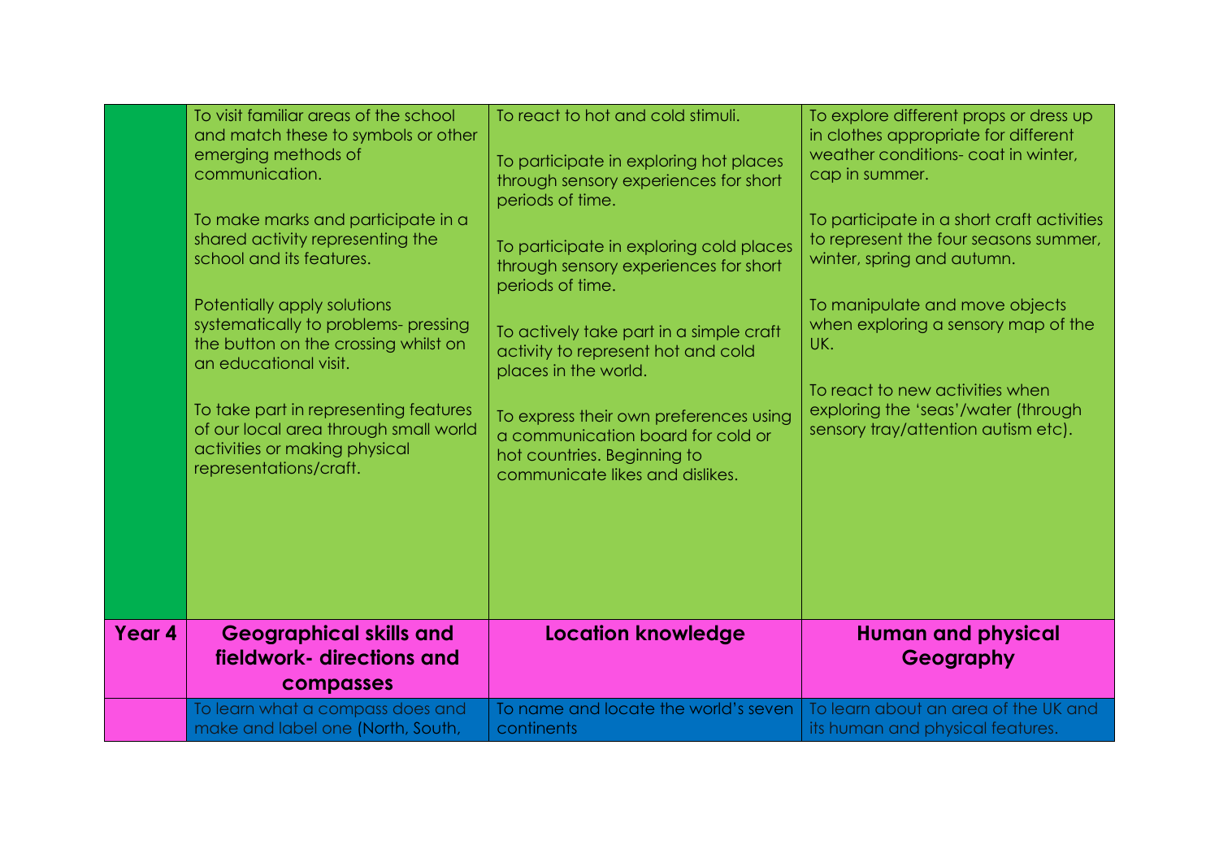| | | | |
|---|---|---|---|
| | To visit familiar areas of the school and match these to symbols or other emerging methods of communication.<br><br>To make marks and participate in a shared activity representing the school and its features.<br><br>Potentially apply solutions systematically to problems- pressing the button on the crossing whilst on an educational visit.<br><br>To take part in representing features of our local area through small world activities or making physical representations/craft. | To react to hot and cold stimuli.<br><br>To participate in exploring hot places through sensory experiences for short periods of time.<br><br>To participate in exploring cold places through sensory experiences for short periods of time.<br><br>To actively take part in a simple craft activity to represent hot and cold places in the world.<br><br>To express their own preferences using a communication board for cold or hot countries. Beginning to communicate likes and dislikes. | To explore different props or dress up in clothes appropriate for different weather conditions- coat in winter, cap in summer.<br><br>To participate in a short craft activities to represent the four seasons summer, winter, spring and autumn.<br><br>To manipulate and move objects when exploring a sensory map of the UK.<br><br>To react to new activities when exploring the 'seas'/water (through sensory tray/attention autism etc). |
| **Year 4** | **Geographical skills and fieldwork- directions and compasses** | **Location knowledge** | **Human and physical Geography** |
| | To learn what a compass does and make and label one (North, South, | To name and locate the world's seven continents | To learn about an area of the UK and its human and physical features. |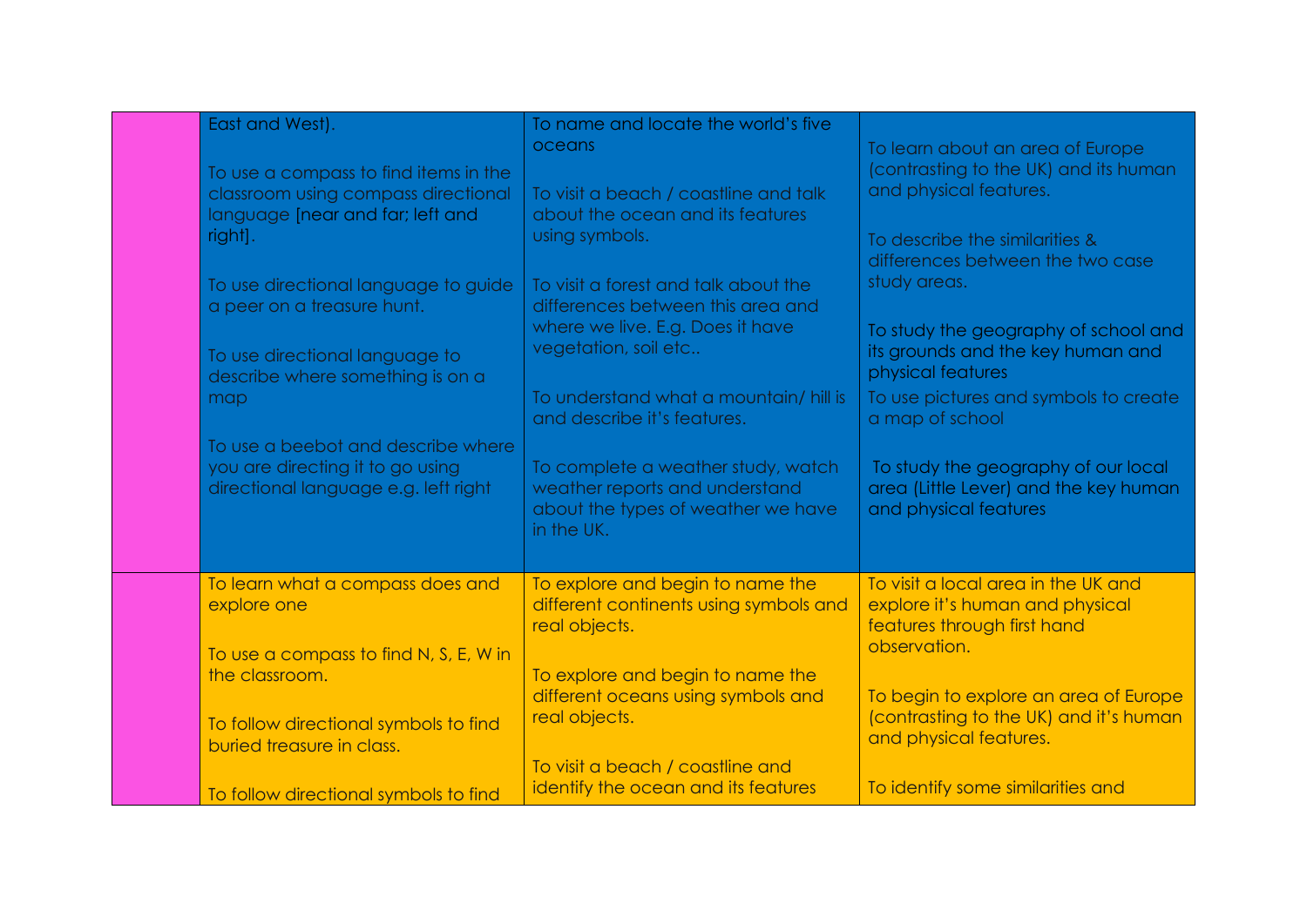| | | | |
|---|---|---|---|
| | East and West).<br><br>To use a compass to find items in the classroom using compass directional language [near and far; left and right].<br><br>To use directional language to guide a peer on a treasure hunt.<br><br>To use directional language to describe where something is on a map<br><br>To use a beebot and describe where you are directing it to go using directional language e.g. left right | To name and locate the world's five oceans<br><br>To visit a beach / coastline and talk about the ocean and its features using symbols.<br><br>To visit a forest and talk about the differences between this area and where we live. E.g. Does it have vegetation, soil etc..<br><br>To understand what a mountain/ hill is and describe it's features.<br><br>To complete a weather study, watch weather reports and understand about the types of weather we have in the UK. | To learn about an area of Europe (contrasting to the UK) and its human and physical features.<br><br>To describe the similarities & differences between the two case study areas.<br><br>To study the geography of school and its grounds and the key human and physical features<br>To use pictures and symbols to create a map of school<br><br>To study the geography of our local area (Little Lever) and the key human and physical features |
| | To learn what a compass does and explore one<br><br>To use a compass to find N, S, E, W in the classroom.<br><br>To follow directional symbols to find buried treasure in class.<br><br>To follow directional symbols to find | To explore and begin to name the different continents using symbols and real objects.<br><br>To explore and begin to name the different oceans using symbols and real objects.<br><br>To visit a beach / coastline and identify the ocean and its features | To visit a local area in the UK and explore it's human and physical features through first hand observation.<br><br>To begin to explore an area of Europe (contrasting to the UK) and it's human and physical features.<br><br>To identify some similarities and |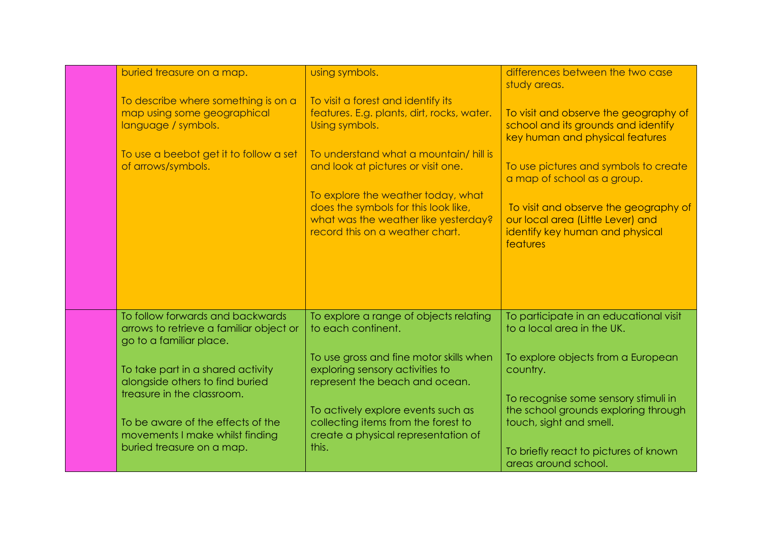| | | | |
|---|---|---|---|
| | buried treasure on a map.<br><br>To describe where something is on a map using some geographical language / symbols.<br><br>To use a beebot get it to follow a set of arrows/symbols. | using symbols.<br><br>To visit a forest and identify its features. E.g. plants, dirt, rocks, water. Using symbols.<br><br>To understand what a mountain/ hill is and look at pictures or visit one.<br><br>To explore the weather today, what does the symbols for this look like, what was the weather like yesterday? record this on a weather chart. | differences between the two case study areas.<br><br>To visit and observe the geography of school and its grounds and identify key human and physical features<br><br>To use pictures and symbols to create a map of school as a group.<br><br>To visit and observe the geography of our local area (Little Lever) and identify key human and physical features |
| | To follow forwards and backwards arrows to retrieve a familiar object or go to a familiar place.<br><br>To take part in a shared activity alongside others to find buried treasure in the classroom.<br><br>To be aware of the effects of the movements I make whilst finding buried treasure on a map. | To explore a range of objects relating to each continent.<br><br>To use gross and fine motor skills when exploring sensory activities to represent the beach and ocean.<br><br>To actively explore events such as collecting items from the forest to create a physical representation of this. | To participate in an educational visit to a local area in the UK.<br><br>To explore objects from a European country.<br><br>To recognise some sensory stimuli in the school grounds exploring through touch, sight and smell.<br><br>To briefly react to pictures of known areas around school. |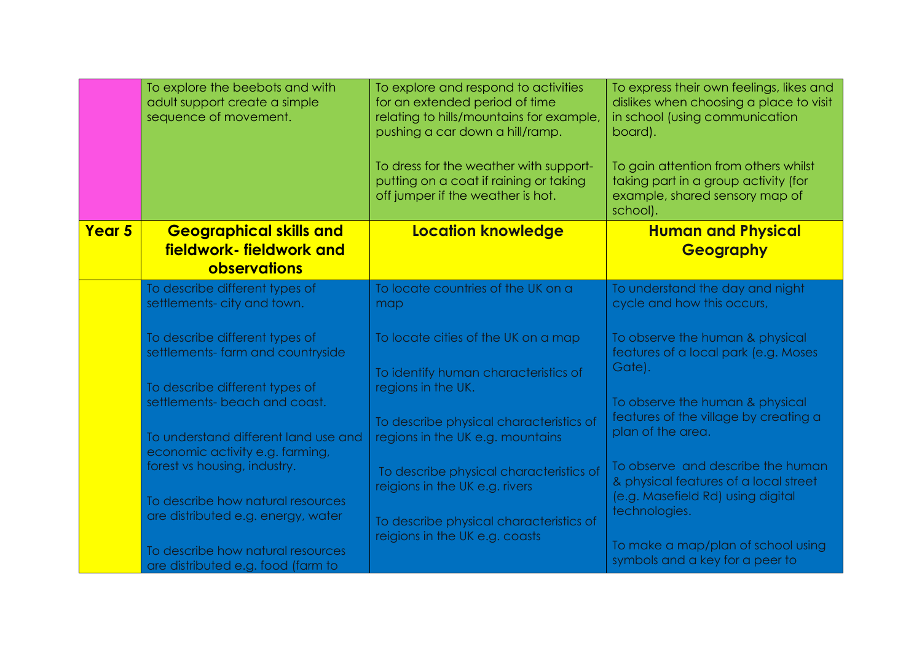|  | To explore the beebots and with adult support create a simple sequence of movement. | To explore and respond to activities for an extended period of time relating to hills/mountains for example, pushing a car down a hill/ramp.<br><br>To dress for the weather with support- putting on a coat if raining or taking off jumper if the weather is hot. | To express their own feelings, likes and dislikes when choosing a place to visit in school (using communication board).<br><br>To gain attention from others whilst taking part in a group activity (for example, shared sensory map of school). |
|---|---|---|---|
| **Year 5** | **Geographical skills and fieldwork- fieldwork and observations** | **Location knowledge** | **Human and Physical Geography** |
|  | To describe different types of settlements- city and town.<br><br>To describe different types of settlements- farm and countryside<br><br>To describe different types of settlements- beach and coast.<br><br>To understand different land use and economic activity e.g. farming, forest vs housing, industry.<br><br>To describe how natural resources are distributed e.g. energy, water<br><br>To describe how natural resources are distributed e.g. food (farm to | To locate countries of the UK on a map<br><br>To locate cities of the UK on a map<br><br>To identify human characteristics of regions in the UK.<br><br>To describe physical characteristics of regions in the UK e.g. mountains<br><br>To describe physical characteristics of reigions in the UK e.g. rivers<br><br>To describe physical characteristics of reigions in the UK e.g. coasts | To understand the day and night cycle and how this occurs,<br><br>To observe the human & physical features of a local park (e.g. Moses Gate).<br><br>To observe the human & physical features of the village by creating a plan of the area.<br><br>To observe and describe the human & physical features of a local street (e.g. Masefield Rd) using digital technologies.<br><br>To make a map/plan of school using symbols and a key for a peer to |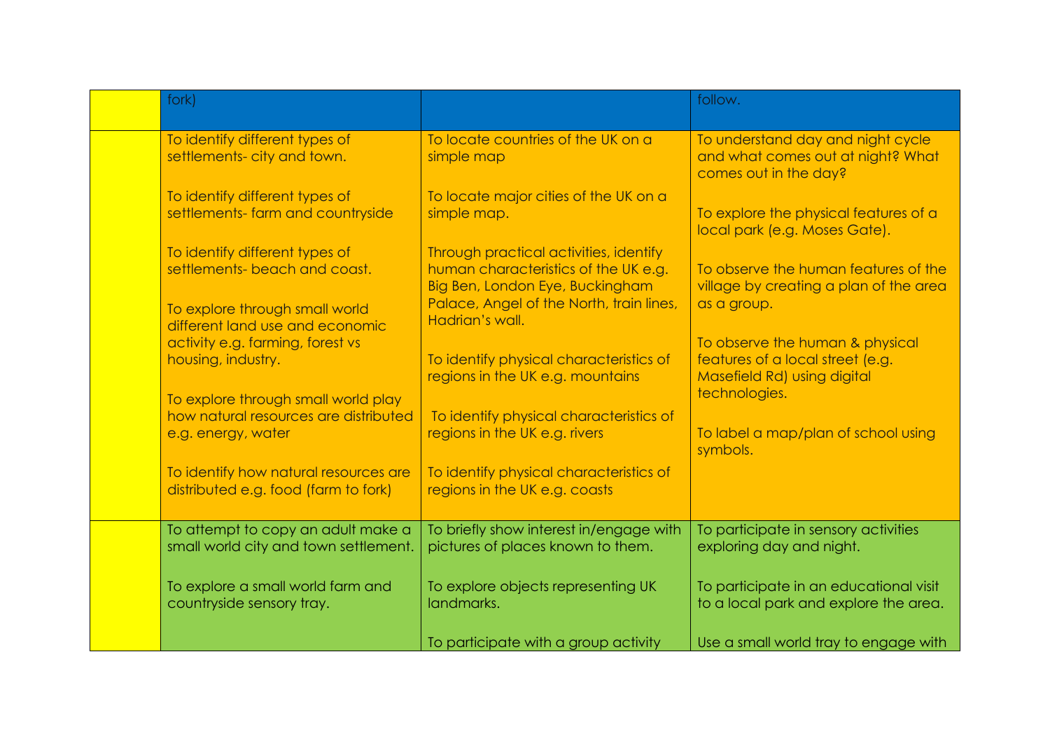| | | | |
|---|---|---|---|
| | fork) | | follow. |
| | To identify different types of settlements- city and town.<br><br>To identify different types of settlements- farm and countryside<br><br>To identify different types of settlements- beach and coast.<br><br>To explore through small world different land use and economic activity e.g. farming, forest vs housing, industry.<br><br>To explore through small world play how natural resources are distributed e.g. energy, water<br><br>To identify how natural resources are distributed e.g. food (farm to fork) | To locate countries of the UK on a simple map<br><br>To locate major cities of the UK on a simple map.<br><br>Through practical activities, identify human characteristics of the UK e.g. Big Ben, London Eye, Buckingham Palace, Angel of the North, train lines, Hadrian's wall.<br><br>To identify physical characteristics of regions in the UK e.g. mountains<br><br>To identify physical characteristics of regions in the UK e.g. rivers<br><br>To identify physical characteristics of regions in the UK e.g. coasts | To understand day and night cycle and what comes out at night? What comes out in the day?<br><br>To explore the physical features of a local park (e.g. Moses Gate).<br><br>To observe the human features of the village by creating a plan of the area as a group.<br><br>To observe the human & physical features of a local street (e.g. Masefield Rd) using digital technologies.<br><br>To label a map/plan of school using symbols. |
| | To attempt to copy an adult make a small world city and town settlement.<br><br>To explore a small world farm and countryside sensory tray. | To briefly show interest in/engage with pictures of places known to them.<br><br>To explore objects representing UK landmarks.<br><br>To participate with a group activity | To participate in sensory activities exploring day and night.<br><br>To participate in an educational visit to a local park and explore the area.<br><br>Use a small world tray to engage with |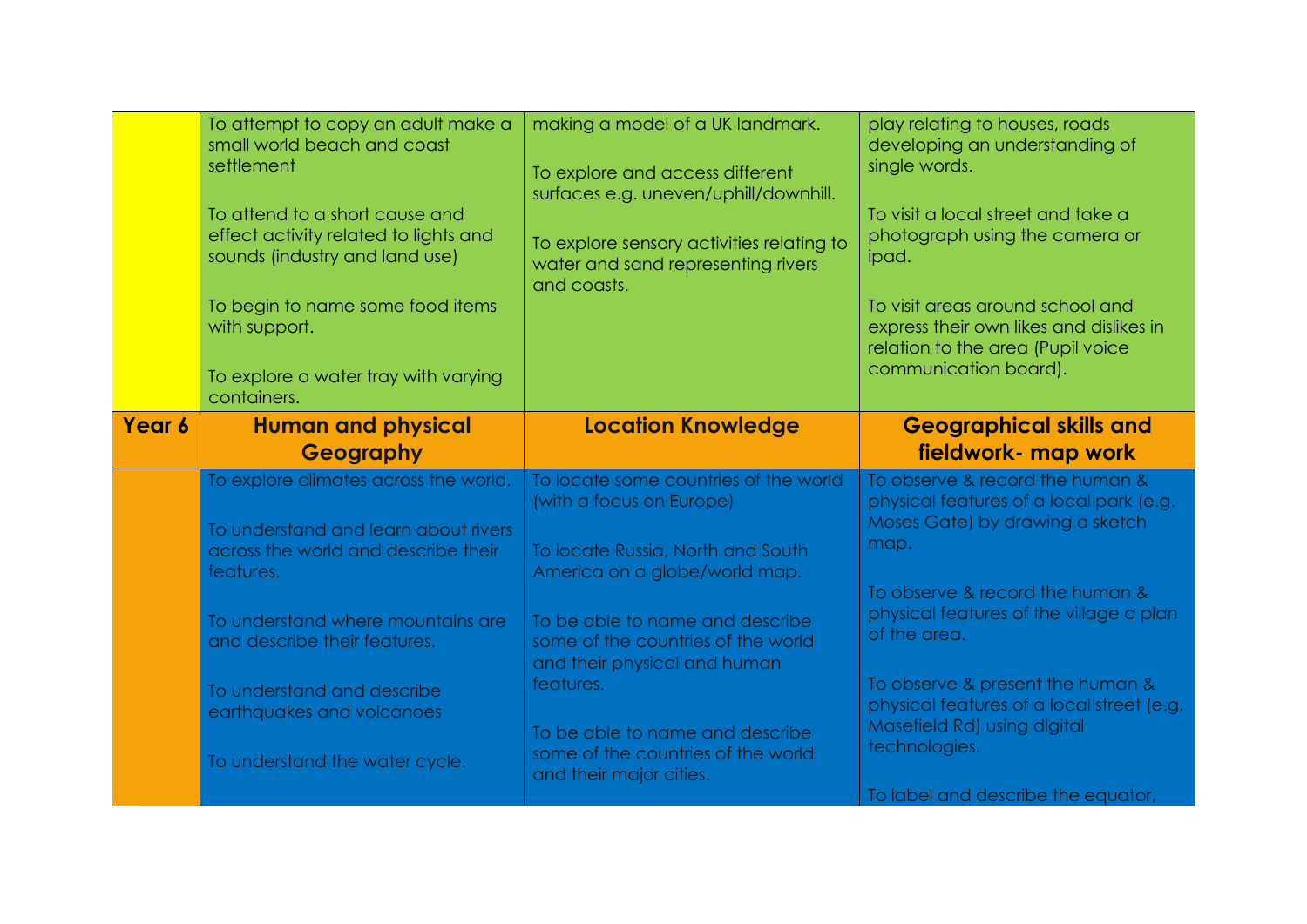|  |  |  |  |
|---|---|---|---|
|  | To attempt to copy an adult make a small world beach and coast settlement<br><br>To attend to a short cause and effect activity related to lights and sounds (industry and land use)<br><br>To begin to name some food items with support.<br><br>To explore a water tray with varying containers. | making a model of a UK landmark.<br><br>To explore and access different surfaces e.g. uneven/uphill/downhill.<br><br>To explore sensory activities relating to water and sand representing rivers and coasts. | play relating to houses, roads developing an understanding of single words.<br><br>To visit a local street and take a photograph using the camera or ipad.<br><br>To visit areas around school and express their own likes and dislikes in relation to the area (Pupil voice communication board). |
| **Year 6** | **Human and physical Geography** | **Location Knowledge** | **Geographical skills and fieldwork- map work** |
|  | To explore climates across the world.<br><br>To understand and learn about rivers across the world and describe their features.<br><br>To understand where mountains are and describe their features.<br><br>To understand and describe earthquakes and volcanoes<br><br>To understand the water cycle. | To locate some countries of the world (with a focus on Europe)<br><br>To locate Russia, North and South America on a globe/world map.<br><br>To be able to name and describe some of the countries of the world and their physical and human features.<br><br>To be able to name and describe some of the countries of the world and their major cities. | To observe & record the human & physical features of a local park (e.g. Moses Gate) by drawing a sketch map.<br><br>To observe & record the human & physical features of the village a plan of the area.<br><br>To observe & present the human & physical features of a local street (e.g. Masefield Rd) using digital technologies.<br><br>To label and describe the equator, |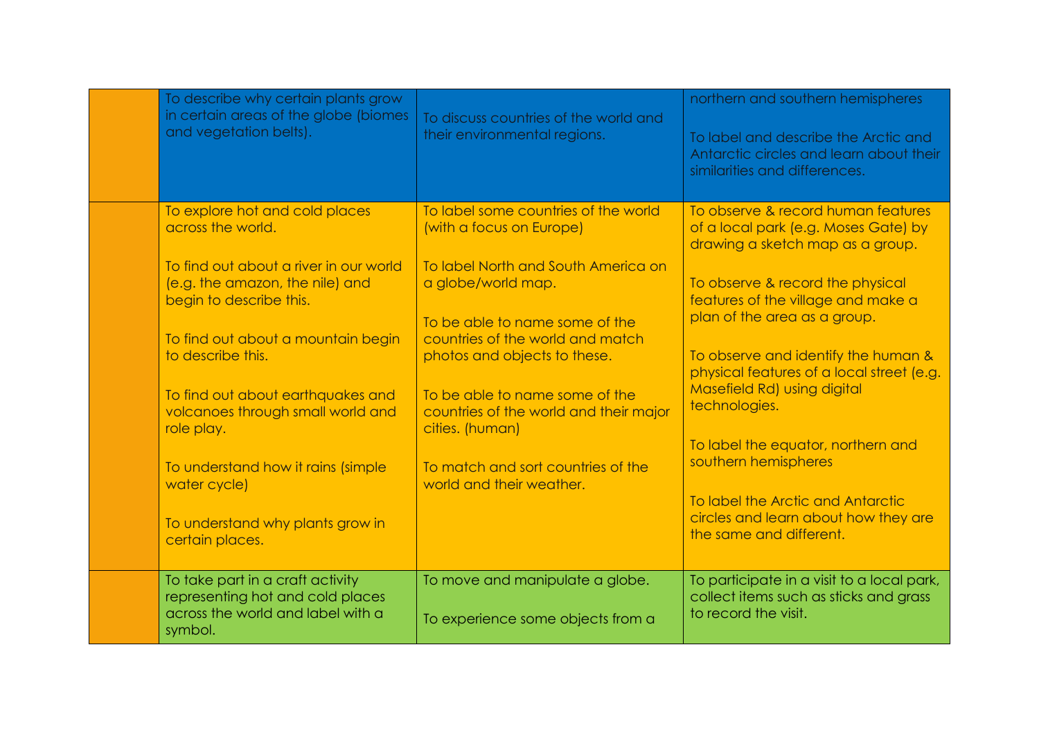| | | | |
|---|---|---|---|
| | To describe why certain plants grow in certain areas of the globe (biomes and vegetation belts). | To discuss countries of the world and their environmental regions. | northern and southern hemispheres<br><br>To label and describe the Arctic and Antarctic circles and learn about their similarities and differences. |
| | To explore hot and cold places across the world.<br><br>To find out about a river in our world (e.g. the amazon, the nile) and begin to describe this.<br><br>To find out about a mountain begin to describe this.<br><br>To find out about earthquakes and volcanoes through small world and role play.<br><br>To understand how it rains (simple water cycle)<br><br>To understand why plants grow in certain places. | To label some countries of the world (with a focus on Europe)<br><br>To label North and South America on a globe/world map.<br><br>To be able to name some of the countries of the world and match photos and objects to these.<br><br>To be able to name some of the countries of the world and their major cities. (human)<br><br>To match and sort countries of the world and their weather. | To observe & record human features of a local park (e.g. Moses Gate) by drawing a sketch map as a group.<br><br>To observe & record the physical features of the village and make a plan of the area as a group.<br><br>To observe and identify the human & physical features of a local street (e.g. Masefield Rd) using digital technologies.<br><br>To label the equator, northern and southern hemispheres<br><br>To label the Arctic and Antarctic circles and learn about how they are the same and different. |
| | To take part in a craft activity representing hot and cold places across the world and label with a symbol. | To move and manipulate a globe.<br><br>To experience some objects from a | To participate in a visit to a local park, collect items such as sticks and grass to record the visit. |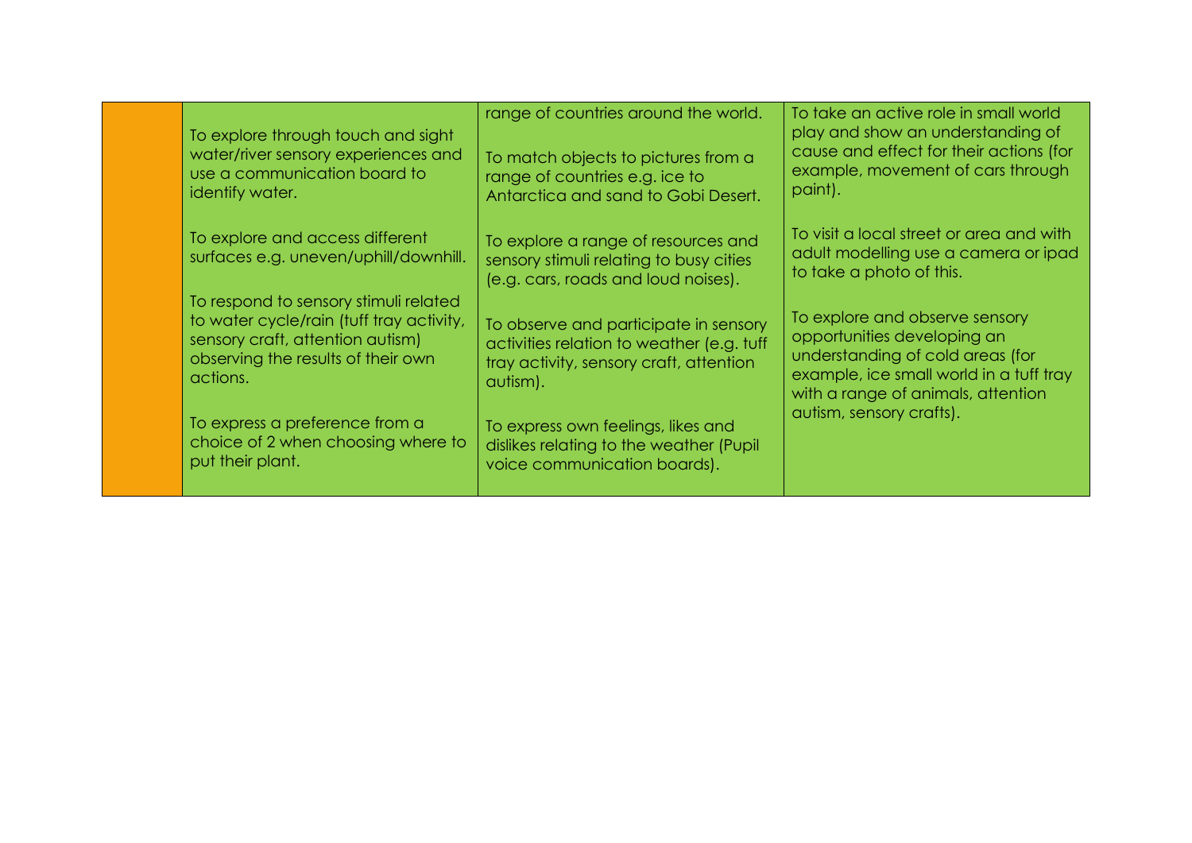| | | | |
|---|---|---|---|
| | To explore through touch and sight water/river sensory experiences and use a communication board to identify water.<br><br>To explore and access different surfaces e.g. uneven/uphill/downhill.<br><br>To respond to sensory stimuli related to water cycle/rain (tuff tray activity, sensory craft, attention autism) observing the results of their own actions.<br><br>To express a preference from a choice of 2 when choosing where to put their plant. | range of countries around the world.<br><br>To match objects to pictures from a range of countries e.g. ice to Antarctica and sand to Gobi Desert.<br><br>To explore a range of resources and sensory stimuli relating to busy cities (e.g. cars, roads and loud noises).<br><br>To observe and participate in sensory activities relation to weather (e.g. tuff tray activity, sensory craft, attention autism).<br><br>To express own feelings, likes and dislikes relating to the weather (Pupil voice communication boards). | To take an active role in small world play and show an understanding of cause and effect for their actions (for example, movement of cars through paint).<br><br>To visit a local street or area and with adult modelling use a camera or ipad to take a photo of this.<br><br>To explore and observe sensory opportunities developing an understanding of cold areas (for example, ice small world in a tuff tray with a range of animals, attention autism, sensory crafts). |